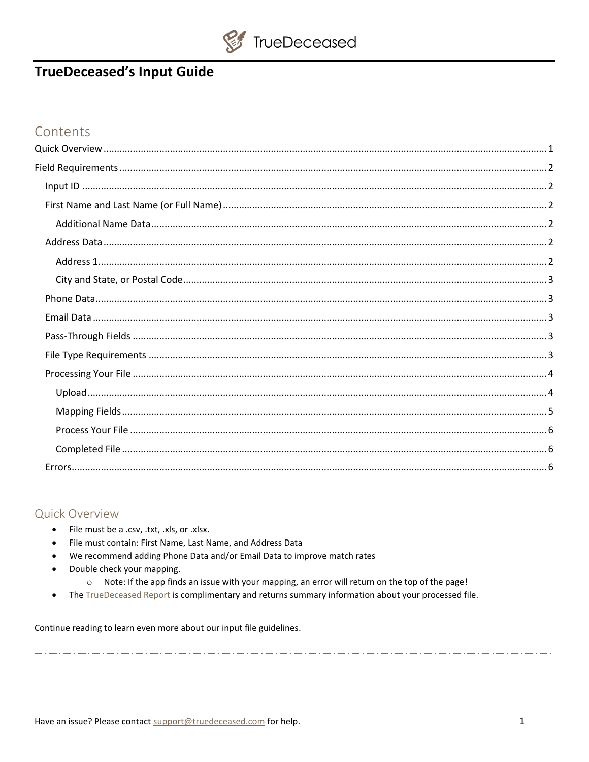# TrueDeceased's Input Guide

## Contents

- Quick Overview ..... 1
- Field Requirements ..... 2
  - Input ID ..... 2
  - First Name and Last Name (or Full Name) ..... 2
    - Additional Name Data ..... 2
  - Address Data ..... 2
    - Address 1 ..... 2
    - City and State, or Postal Code ..... 3
  - Phone Data ..... 3
  - Email Data ..... 3
  - Pass-Through Fields ..... 3
  - File Type Requirements ..... 3
  - Processing Your File ..... 4
    - Upload ..... 4
    - Mapping Fields ..... 5
    - Process Your File ..... 6
    - Completed File ..... 6
  - Errors ..... 6

## Quick Overview

- File must be a .csv, .txt, .xls, or .xlsx.
- File must contain: First Name, Last Name, and Address Data
- We recommend adding Phone Data and/or Email Data to improve match rates
- Double check your mapping.
  - Note: If the app finds an issue with your mapping, an error will return on the top of the page!
- The TrueDeceased Report is complimentary and returns summary information about your processed file.

Continue reading to learn even more about our input file guidelines.

Have an issue? Please contact support@truedeceased.com for help.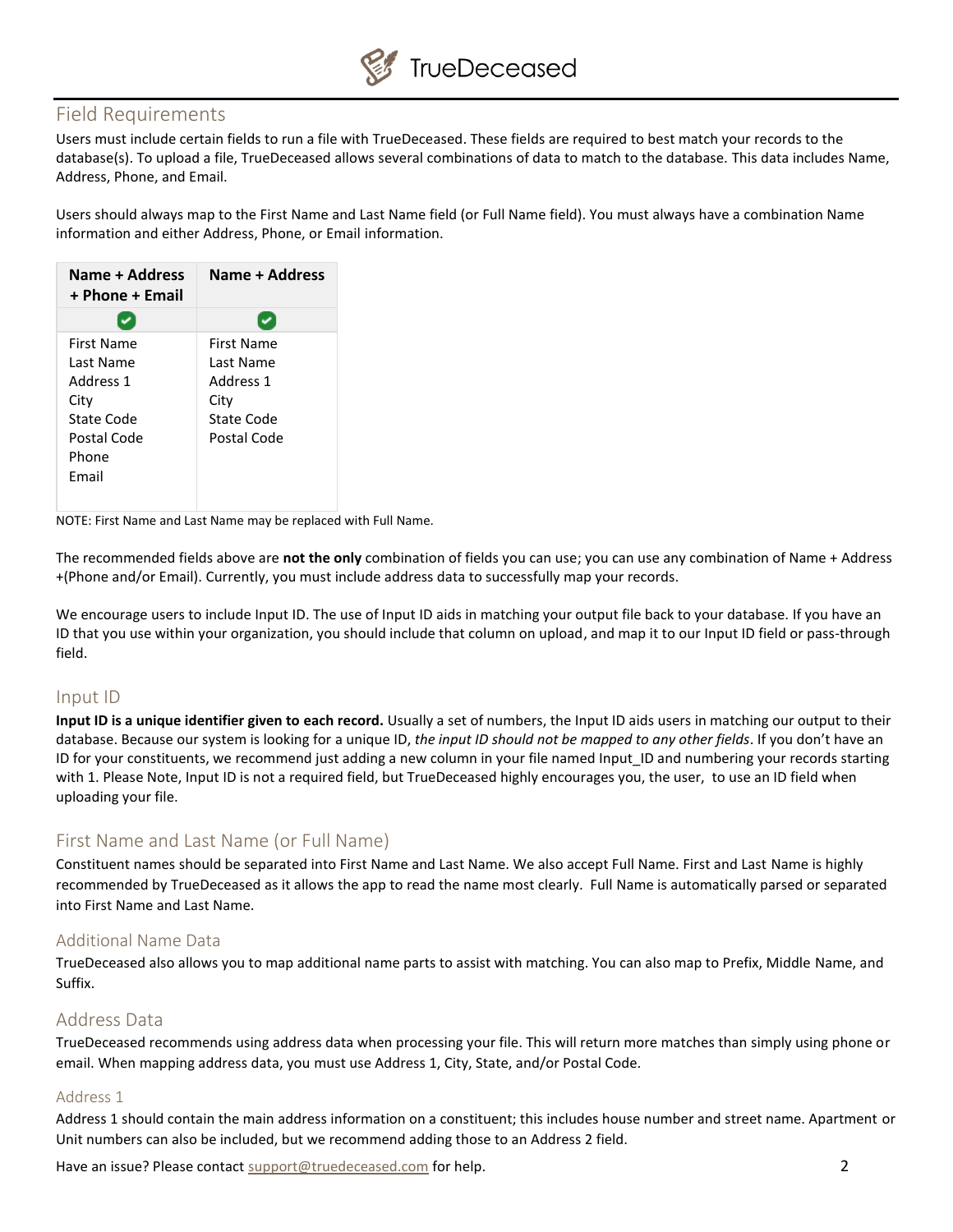## Field Requirements

Users must include certain fields to run a file with TrueDeceased. These fields are required to best match your records to the database(s). To upload a file, TrueDeceased allows several combinations of data to match to the database. This data includes Name, Address, Phone, and Email.

Users should always map to the First Name and Last Name field (or Full Name field). You must always have a combination Name information and either Address, Phone, or Email information.

| Name + Address + Phone + Email | Name + Address |
|---|---|
| ✔ | ✔ |
| First Name<br>Last Name<br>Address 1<br>City<br>State Code<br>Postal Code<br>Phone<br>Email | First Name<br>Last Name<br>Address 1<br>City<br>State Code<br>Postal Code |

NOTE: First Name and Last Name may be replaced with Full Name.

The recommended fields above are **not the only** combination of fields you can use; you can use any combination of Name + Address +(Phone and/or Email). Currently, you must include address data to successfully map your records.

We encourage users to include Input ID. The use of Input ID aids in matching your output file back to your database. If you have an ID that you use within your organization, you should include that column on upload, and map it to our Input ID field or pass-through field.

## Input ID

**Input ID is a unique identifier given to each record.** Usually a set of numbers, the Input ID aids users in matching our output to their database. Because our system is looking for a unique ID, *the input ID should not be mapped to any other fields*. If you don't have an ID for your constituents, we recommend just adding a new column in your file named Input_ID and numbering your records starting with 1. Please Note, Input ID is not a required field, but TrueDeceased highly encourages you, the user, to use an ID field when uploading your file.

## First Name and Last Name (or Full Name)

Constituent names should be separated into First Name and Last Name. We also accept Full Name. First and Last Name is highly recommended by TrueDeceased as it allows the app to read the name most clearly. Full Name is automatically parsed or separated into First Name and Last Name.

### Additional Name Data

TrueDeceased also allows you to map additional name parts to assist with matching. You can also map to Prefix, Middle Name, and Suffix.

## Address Data

TrueDeceased recommends using address data when processing your file. This will return more matches than simply using phone or email. When mapping address data, you must use Address 1, City, State, and/or Postal Code.

### Address 1

Address 1 should contain the main address information on a constituent; this includes house number and street name. Apartment or Unit numbers can also be included, but we recommend adding those to an Address 2 field.

Have an issue? Please contact support@truedeceased.com for help.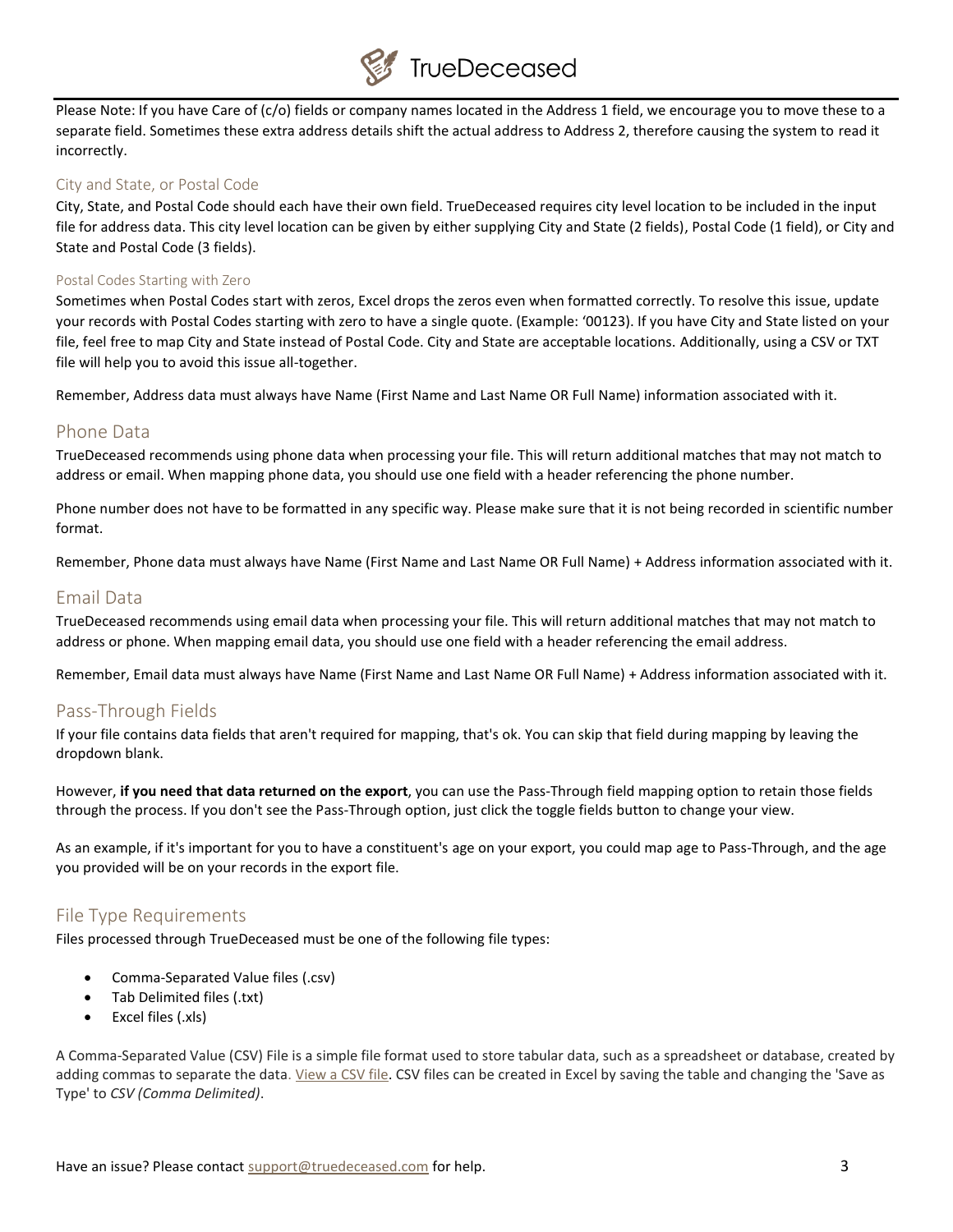Please Note: If you have Care of (c/o) fields or company names located in the Address 1 field, we encourage you to move these to a separate field. Sometimes these extra address details shift the actual address to Address 2, therefore causing the system to read it incorrectly.

### City and State, or Postal Code

City, State, and Postal Code should each have their own field. TrueDeceased requires city level location to be included in the input file for address data. This city level location can be given by either supplying City and State (2 fields), Postal Code (1 field), or City and State and Postal Code (3 fields).

#### Postal Codes Starting with Zero

Sometimes when Postal Codes start with zeros, Excel drops the zeros even when formatted correctly. To resolve this issue, update your records with Postal Codes starting with zero to have a single quote. (Example: '00123). If you have City and State listed on your file, feel free to map City and State instead of Postal Code. City and State are acceptable locations. Additionally, using a CSV or TXT file will help you to avoid this issue all-together.

Remember, Address data must always have Name (First Name and Last Name OR Full Name) information associated with it.

## Phone Data

TrueDeceased recommends using phone data when processing your file. This will return additional matches that may not match to address or email. When mapping phone data, you should use one field with a header referencing the phone number.

Phone number does not have to be formatted in any specific way. Please make sure that it is not being recorded in scientific number format.

Remember, Phone data must always have Name (First Name and Last Name OR Full Name) + Address information associated with it.

## Email Data

TrueDeceased recommends using email data when processing your file. This will return additional matches that may not match to address or phone. When mapping email data, you should use one field with a header referencing the email address.

Remember, Email data must always have Name (First Name and Last Name OR Full Name) + Address information associated with it.

## Pass-Through Fields

If your file contains data fields that aren't required for mapping, that's ok. You can skip that field during mapping by leaving the dropdown blank.

However, **if you need that data returned on the export**, you can use the Pass-Through field mapping option to retain those fields through the process. If you don't see the Pass-Through option, just click the toggle fields button to change your view.

As an example, if it's important for you to have a constituent's age on your export, you could map age to Pass-Through, and the age you provided will be on your records in the export file.

## File Type Requirements

Files processed through TrueDeceased must be one of the following file types:

- Comma-Separated Value files (.csv)
- Tab Delimited files (.txt)
- Excel files (.xls)

A Comma-Separated Value (CSV) File is a simple file format used to store tabular data, such as a spreadsheet or database, created by adding commas to separate the data. View a CSV file. CSV files can be created in Excel by saving the table and changing the 'Save as Type' to *CSV (Comma Delimited)*.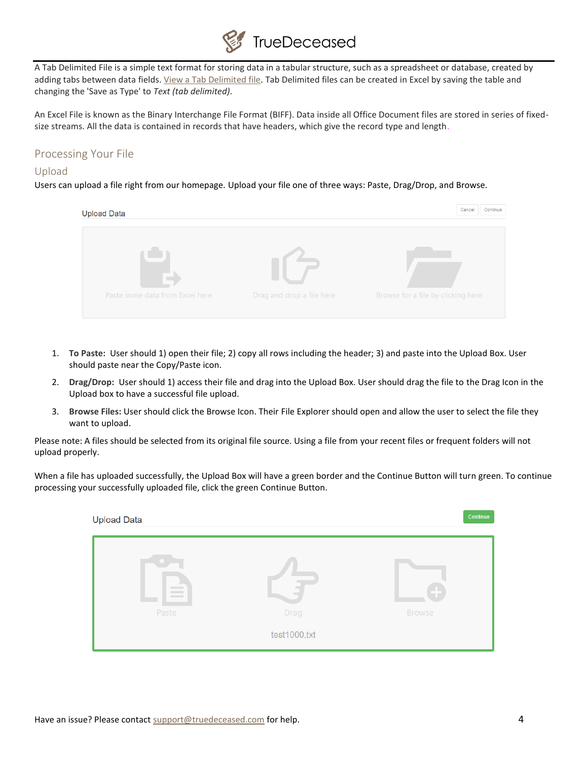A Tab Delimited File is a simple text format for storing data in a tabular structure, such as a spreadsheet or database, created by adding tabs between data fields. View a Tab Delimited file. Tab Delimited files can be created in Excel by saving the table and changing the 'Save as Type' to *Text (tab delimited)*.

An Excel File is known as the Binary Interchange File Format (BIFF). Data inside all Office Document files are stored in series of fixed-size streams. All the data is contained in records that have headers, which give the record type and length.

## Processing Your File

### Upload

Users can upload a file right from our homepage. Upload your file one of three ways: Paste, Drag/Drop, and Browse.

1. **To Paste:** User should 1) open their file; 2) copy all rows including the header; 3) and paste into the Upload Box. User should paste near the Copy/Paste icon.
2. **Drag/Drop:** User should 1) access their file and drag into the Upload Box. User should drag the file to the Drag Icon in the Upload box to have a successful file upload.
3. **Browse Files:** User should click the Browse Icon. Their File Explorer should open and allow the user to select the file they want to upload.

Please note: A files should be selected from its original file source. Using a file from your recent files or frequent folders will not upload properly.

When a file has uploaded successfully, the Upload Box will have a green border and the Continue Button will turn green. To continue processing your successfully uploaded file, click the green Continue Button.

Have an issue? Please contact support@truedeceased.com for help.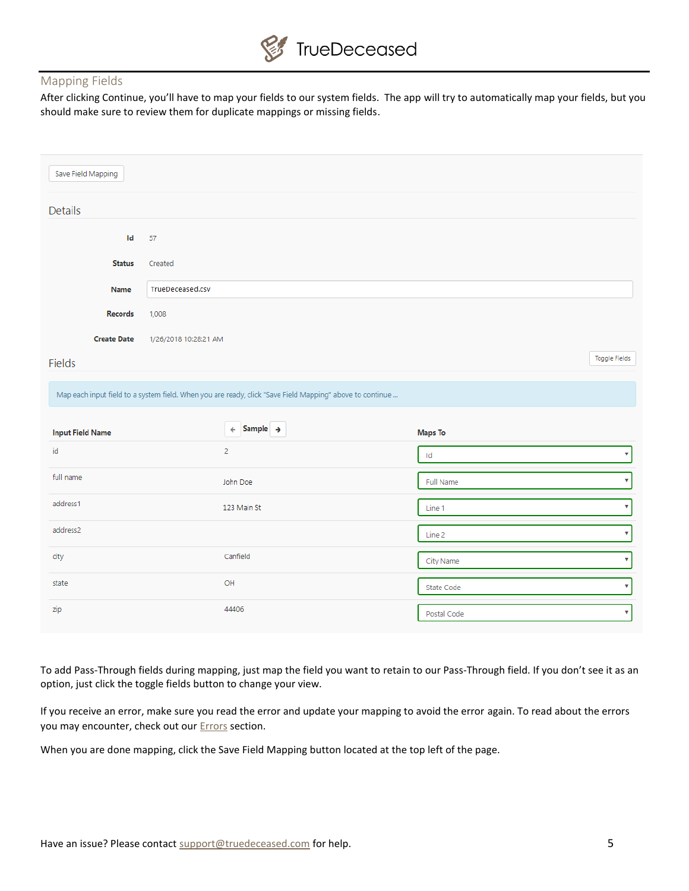## Mapping Fields

After clicking Continue, you'll have to map your fields to our system fields. The app will try to automatically map your fields, but you should make sure to review them for duplicate mappings or missing fields.

Save Field Mapping

### Details

| | |
|---|---|
| **Id** | 57 |
| **Status** | Created |
| **Name** | TrueDeceased.csv |
| **Records** | 1,008 |
| **Create Date** | 1/26/2018 10:28:21 AM |

### Fields

Toggle Fields

Map each input field to a system field. When you are ready, click "Save Field Mapping" above to continue...

| Input Field Name | Sample | Maps To |
|---|---|---|
| id | 2 | Id |
| full name | John Doe | Full Name |
| address1 | 123 Main St | Line 1 |
| address2 | | Line 2 |
| city | Canfield | City Name |
| state | OH | State Code |
| zip | 44406 | Postal Code |

To add Pass-Through fields during mapping, just map the field you want to retain to our Pass-Through field. If you don't see it as an option, just click the toggle fields button to change your view.

If you receive an error, make sure you read the error and update your mapping to avoid the error again. To read about the errors you may encounter, check out our Errors section.

When you are done mapping, click the Save Field Mapping button located at the top left of the page.

Have an issue? Please contact support@truedeceased.com for help.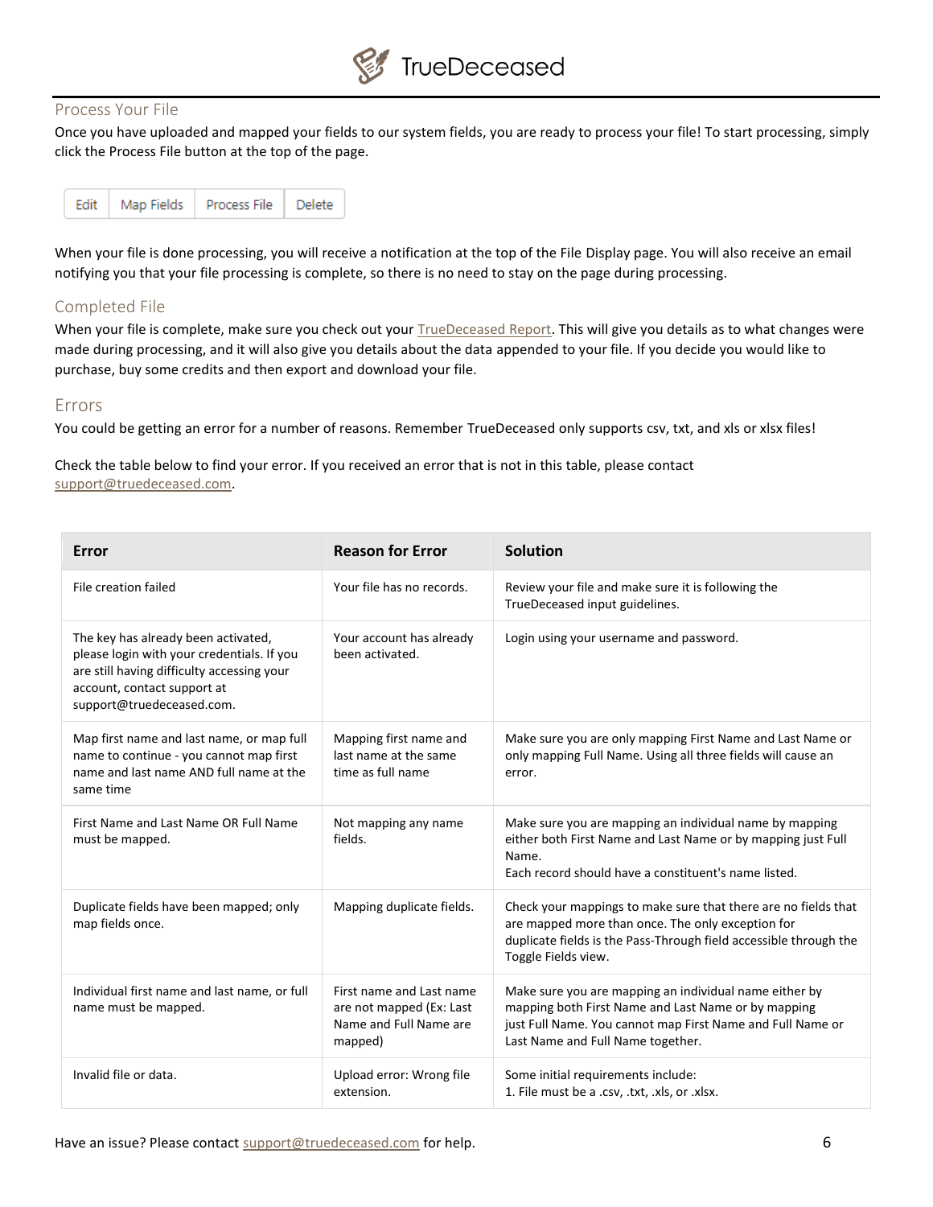## Process Your File

Once you have uploaded and mapped your fields to our system fields, you are ready to process your file! To start processing, simply click the Process File button at the top of the page.

| Edit | Map Fields | Process File | Delete |
|---|---|---|---|

When your file is done processing, you will receive a notification at the top of the File Display page. You will also receive an email notifying you that your file processing is complete, so there is no need to stay on the page during processing.

## Completed File

When your file is complete, make sure you check out your TrueDeceased Report. This will give you details as to what changes were made during processing, and it will also give you details about the data appended to your file. If you decide you would like to purchase, buy some credits and then export and download your file.

## Errors

You could be getting an error for a number of reasons. Remember TrueDeceased only supports csv, txt, and xls or xlsx files!

Check the table below to find your error. If you received an error that is not in this table, please contact support@truedeceased.com.

| Error | Reason for Error | Solution |
|---|---|---|
| File creation failed | Your file has no records. | Review your file and make sure it is following the TrueDeceased input guidelines. |
| The key has already been activated, please login with your credentials. If you are still having difficulty accessing your account, contact support at support@truedeceased.com. | Your account has already been activated. | Login using your username and password. |
| Map first name and last name, or map full name to continue - you cannot map first name and last name AND full name at the same time | Mapping first name and last name at the same time as full name | Make sure you are only mapping First Name and Last Name or only mapping Full Name. Using all three fields will cause an error. |
| First Name and Last Name OR Full Name must be mapped. | Not mapping any name fields. | Make sure you are mapping an individual name by mapping either both First Name and Last Name or by mapping just Full Name. Each record should have a constituent's name listed. |
| Duplicate fields have been mapped; only map fields once. | Mapping duplicate fields. | Check your mappings to make sure that there are no fields that are mapped more than once. The only exception for duplicate fields is the Pass-Through field accessible through the Toggle Fields view. |
| Individual first name and last name, or full name must be mapped. | First name and Last name are not mapped (Ex: Last Name and Full Name are mapped) | Make sure you are mapping an individual name either by mapping both First Name and Last Name or by mapping just Full Name. You cannot map First Name and Full Name or Last Name and Full Name together. |
| Invalid file or data. | Upload error: Wrong file extension. | Some initial requirements include: 1. File must be a .csv, .txt, .xls, or .xlsx. |

Have an issue? Please contact support@truedeceased.com for help.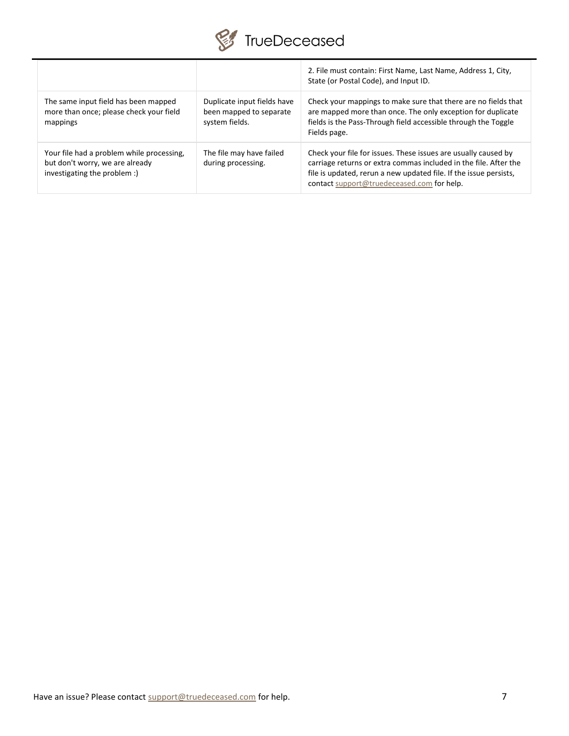| | | |
|---|---|---|
| | | 2. File must contain: First Name, Last Name, Address 1, City, State (or Postal Code), and Input ID. |
| The same input field has been mapped more than once; please check your field mappings | Duplicate input fields have been mapped to separate system fields. | Check your mappings to make sure that there are no fields that are mapped more than once. The only exception for duplicate fields is the Pass-Through field accessible through the Toggle Fields page. |
| Your file had a problem while processing, but don't worry, we are already investigating the problem :) | The file may have failed during processing. | Check your file for issues. These issues are usually caused by carriage returns or extra commas included in the file. After the file is updated, rerun a new updated file. If the issue persists, contact support@truedeceased.com for help. |